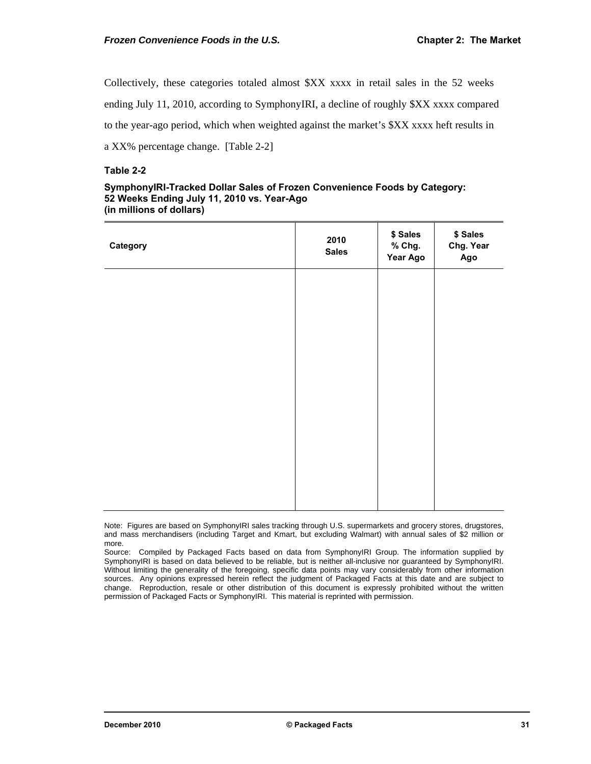Collectively, these categories totaled almost $XX xxxx in retail sales in the 52 weeks ending July 11, 2010, according to SymphonyIRI, a decline of roughly $XX xxxx compared to the year-ago period, which when weighted against the market's $XX xxxx heft results in a XX% percentage change. [Table 2-2]

**Table 2-2**

**SymphonyIRI-Tracked Dollar Sales of Frozen Convenience Foods by Category: 52 Weeks Ending July 11, 2010 vs. Year-Ago (in millions of dollars)**

| Category | 2010 Sales | $ Sales % Chg. Year Ago | $ Sales Chg. Year Ago |
|---|---|---|---|
| | | | |

Note: Figures are based on SymphonyIRI sales tracking through U.S. supermarkets and grocery stores, drugstores, and mass merchandisers (including Target and Kmart, but excluding Walmart) with annual sales of $2 million or more.

Source: Compiled by Packaged Facts based on data from SymphonyIRI Group. The information supplied by SymphonyIRI is based on data believed to be reliable, but is neither all-inclusive nor guaranteed by SymphonyIRI. Without limiting the generality of the foregoing, specific data points may vary considerably from other information sources. Any opinions expressed herein reflect the judgment of Packaged Facts at this date and are subject to change. Reproduction, resale or other distribution of this document is expressly prohibited without the written permission of Packaged Facts or SymphonyIRI. This material is reprinted with permission.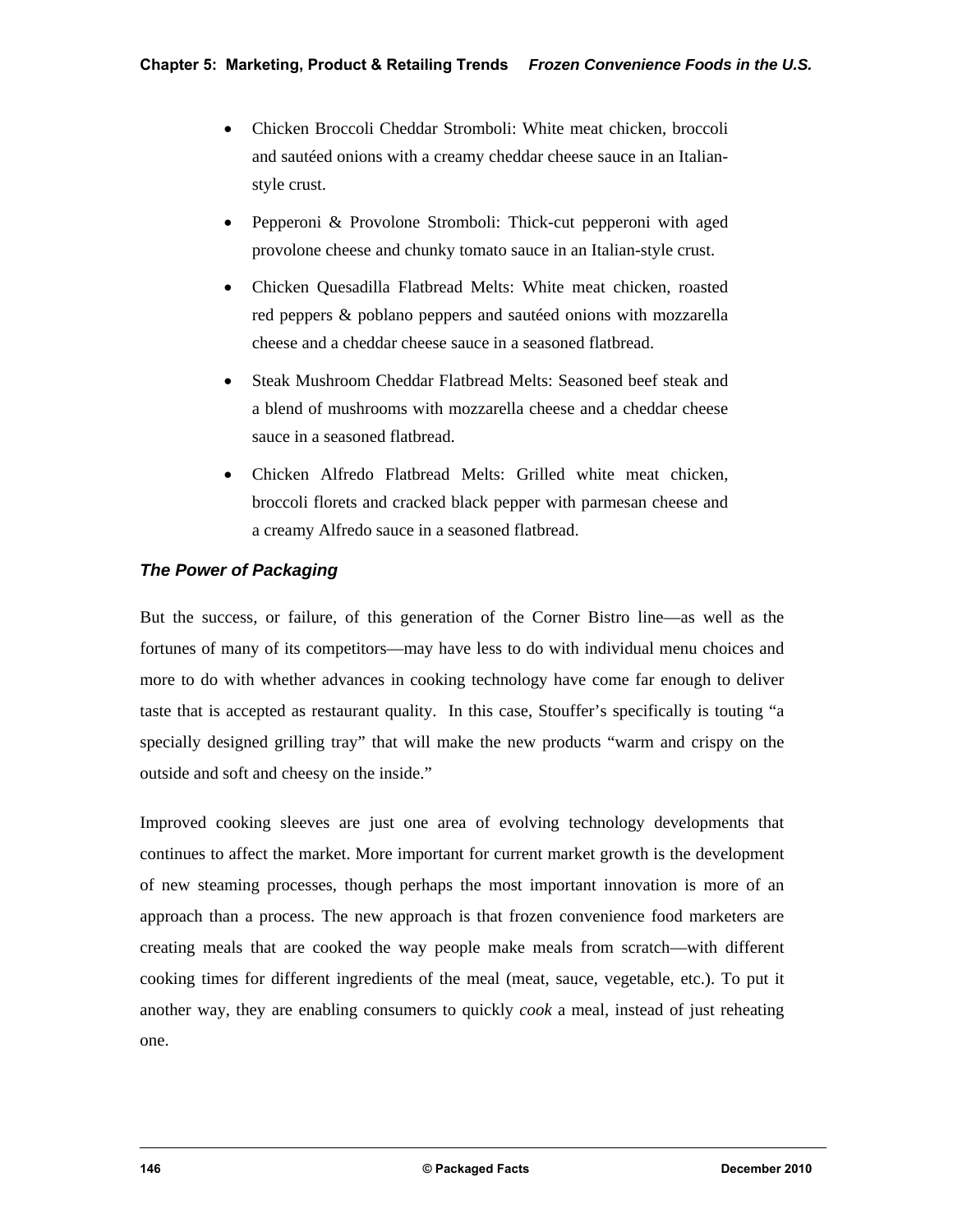- Chicken Broccoli Cheddar Stromboli: White meat chicken, broccoli and sautéed onions with a creamy cheddar cheese sauce in an Italian-style crust.
- Pepperoni & Provolone Stromboli: Thick-cut pepperoni with aged provolone cheese and chunky tomato sauce in an Italian-style crust.
- Chicken Quesadilla Flatbread Melts: White meat chicken, roasted red peppers & poblano peppers and sautéed onions with mozzarella cheese and a cheddar cheese sauce in a seasoned flatbread.
- Steak Mushroom Cheddar Flatbread Melts: Seasoned beef steak and a blend of mushrooms with mozzarella cheese and a cheddar cheese sauce in a seasoned flatbread.
- Chicken Alfredo Flatbread Melts: Grilled white meat chicken, broccoli florets and cracked black pepper with parmesan cheese and a creamy Alfredo sauce in a seasoned flatbread.

### *The Power of Packaging*

But the success, or failure, of this generation of the Corner Bistro line—as well as the fortunes of many of its competitors—may have less to do with individual menu choices and more to do with whether advances in cooking technology have come far enough to deliver taste that is accepted as restaurant quality. In this case, Stouffer's specifically is touting "a specially designed grilling tray" that will make the new products "warm and crispy on the outside and soft and cheesy on the inside."

Improved cooking sleeves are just one area of evolving technology developments that continues to affect the market. More important for current market growth is the development of new steaming processes, though perhaps the most important innovation is more of an approach than a process. The new approach is that frozen convenience food marketers are creating meals that are cooked the way people make meals from scratch—with different cooking times for different ingredients of the meal (meat, sauce, vegetable, etc.). To put it another way, they are enabling consumers to quickly *cook* a meal, instead of just reheating one.